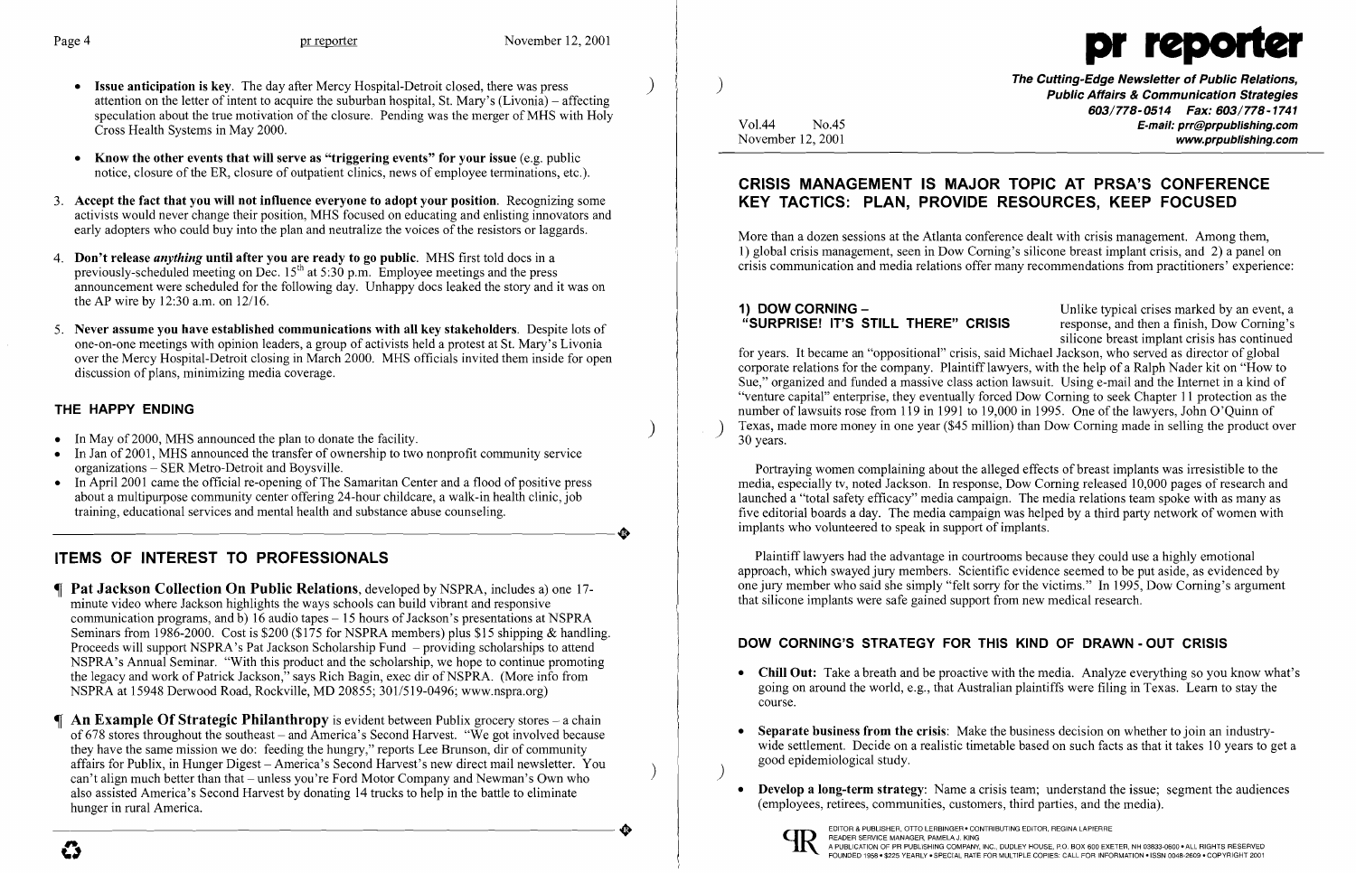- **Issue anticipation is key**. The day after Mercy Hospital-Detroit closed, there was press attention on the letter of intent to acquire the suburban hospital, St. Mary's (Livonia) – affecting speculation about the true motivation of the closure. Pending was the merger of MHS with Holy Cross Health Systems in May 2000.

- **Know the other events that will serve as "triggering events" for your issue** (e.g. public notice, closure of the ER, closure of outpatient clinics, news of employee terminations, etc.).

3. **Accept the fact that you will not influence everyone to adopt your position**. Recognizing some activists would never change their position, MHS focused on educating and enlisting innovators and early adopters who could buy into the plan and neutralize the voices of the resistors or laggards.

4. **Don't release *anything* until after you are ready to go public**. MHS first told docs in a previously-scheduled meeting on Dec. 15th at 5:30 p.m. Employee meetings and the press announcement were scheduled for the following day. Unhappy docs leaked the story and it was on the AP wire by 12:30 a.m. on 12/16.

5. **Never assume you have established communications with all key stakeholders**. Despite lots of one-on-one meetings with opinion leaders, a group of activists held a protest at St. Mary's Livonia over the Mercy Hospital-Detroit closing in March 2000. MHS officials invited them inside for open discussion of plans, minimizing media coverage.

## THE HAPPY ENDING

- In May of 2000, MHS announced the plan to donate the facility.
- In Jan of 2001, MHS announced the transfer of ownership to two nonprofit community service organizations – SER Metro-Detroit and Boysville.
- In April 2001 came the official re-opening of The Samaritan Center and a flood of positive press about a multipurpose community center offering 24-hour childcare, a walk-in health clinic, job training, educational services and mental health and substance abuse counseling.

---

## ITEMS OF INTEREST TO PROFESSIONALS

¶ **Pat Jackson Collection On Public Relations**, developed by NSPRA, includes a) one 17-minute video where Jackson highlights the ways schools can build vibrant and responsive communication programs, and b) 16 audio tapes – 15 hours of Jackson's presentations at NSPRA Seminars from 1986-2000. Cost is $200 ($175 for NSPRA members) plus $15 shipping & handling. Proceeds will support NSPRA's Pat Jackson Scholarship Fund – providing scholarships to attend NSPRA's Annual Seminar. "With this product and the scholarship, we hope to continue promoting the legacy and work of Patrick Jackson," says Rich Bagin, exec dir of NSPRA. (More info from NSPRA at 15948 Derwood Road, Rockville, MD 20855; 301/519-0496; www.nspra.org)

¶ **An Example Of Strategic Philanthropy** is evident between Publix grocery stores – a chain of 678 stores throughout the southeast – and America's Second Harvest. "We got involved because they have the same mission we do: feeding the hungry," reports Lee Brunson, dir of community affairs for Publix, in Hunger Digest – America's Second Harvest's new direct mail newsletter. You can't align much better than that – unless you're Ford Motor Company and Newman's Own who also assisted America's Second Harvest by donating 14 trucks to help in the battle to eliminate hunger in rural America.

---

# pr reporter

**The Cutting-Edge Newsletter of Public Relations, Public Affairs & Communication Strategies**
603/778-0514 Fax: 603/778-1741
E-mail: prr@prpublishing.com
www.prpublishing.com

Vol.44 No.45
November 12, 2001

## CRISIS MANAGEMENT IS MAJOR TOPIC AT PRSA'S CONFERENCE KEY TACTICS: PLAN, PROVIDE RESOURCES, KEEP FOCUSED

More than a dozen sessions at the Atlanta conference dealt with crisis management. Among them, 1) global crisis management, seen in Dow Corning's silicone breast implant crisis, and 2) a panel on crisis communication and media relations offer many recommendations from practitioners' experience:

### 1) DOW CORNING – "SURPRISE! IT'S STILL THERE" CRISIS

Unlike typical crises marked by an event, a response, and then a finish, Dow Corning's silicone breast implant crisis has continued for years. It became an "oppositional" crisis, said Michael Jackson, who served as director of global corporate relations for the company. Plaintiff lawyers, with the help of a Ralph Nader kit on "How to Sue," organized and funded a massive class action lawsuit. Using e-mail and the Internet in a kind of "venture capital" enterprise, they eventually forced Dow Corning to seek Chapter 11 protection as the number of lawsuits rose from 119 in 1991 to 19,000 in 1995. One of the lawyers, John O'Quinn of Texas, made more money in one year ($45 million) than Dow Corning made in selling the product over 30 years.

Portraying women complaining about the alleged effects of breast implants was irresistible to the media, especially tv, noted Jackson. In response, Dow Corning released 10,000 pages of research and launched a "total safety efficacy" media campaign. The media relations team spoke with as many as five editorial boards a day. The media campaign was helped by a third party network of women with implants who volunteered to speak in support of implants.

Plaintiff lawyers had the advantage in courtrooms because they could use a highly emotional approach, which swayed jury members. Scientific evidence seemed to be put aside, as evidenced by one jury member who said she simply "felt sorry for the victims." In 1995, Dow Corning's argument that silicone implants were safe gained support from new medical research.

### DOW CORNING'S STRATEGY FOR THIS KIND OF DRAWN - OUT CRISIS

- **Chill Out:** Take a breath and be proactive with the media. Analyze everything so you know what's going on around the world, e.g., that Australian plaintiffs were filing in Texas. Learn to stay the course.

- **Separate business from the crisis**: Make the business decision on whether to join an industry-wide settlement. Decide on a realistic timetable based on such facts as that it takes 10 years to get a good epidemiological study.

- **Develop a long-term strategy**: Name a crisis team; understand the issue; segment the audiences (employees, retirees, communities, customers, third parties, and the media).

EDITOR & PUBLISHER, OTTO LERBINGER • CONTRIBUTING EDITOR, REGINA LAPIERRE
READER SERVICE MANAGER, PAMELA J. KING
A PUBLICATION OF PR PUBLISHING COMPANY, INC., DUDLEY HOUSE, P.O. BOX 600 EXETER, NH 03833-0600 • ALL RIGHTS RESERVED
FOUNDED 1958 • $225 YEARLY • SPECIAL RATE FOR MULTIPLE COPIES: CALL FOR INFORMATION • ISSN 0048-2609 • COPYRIGHT 2001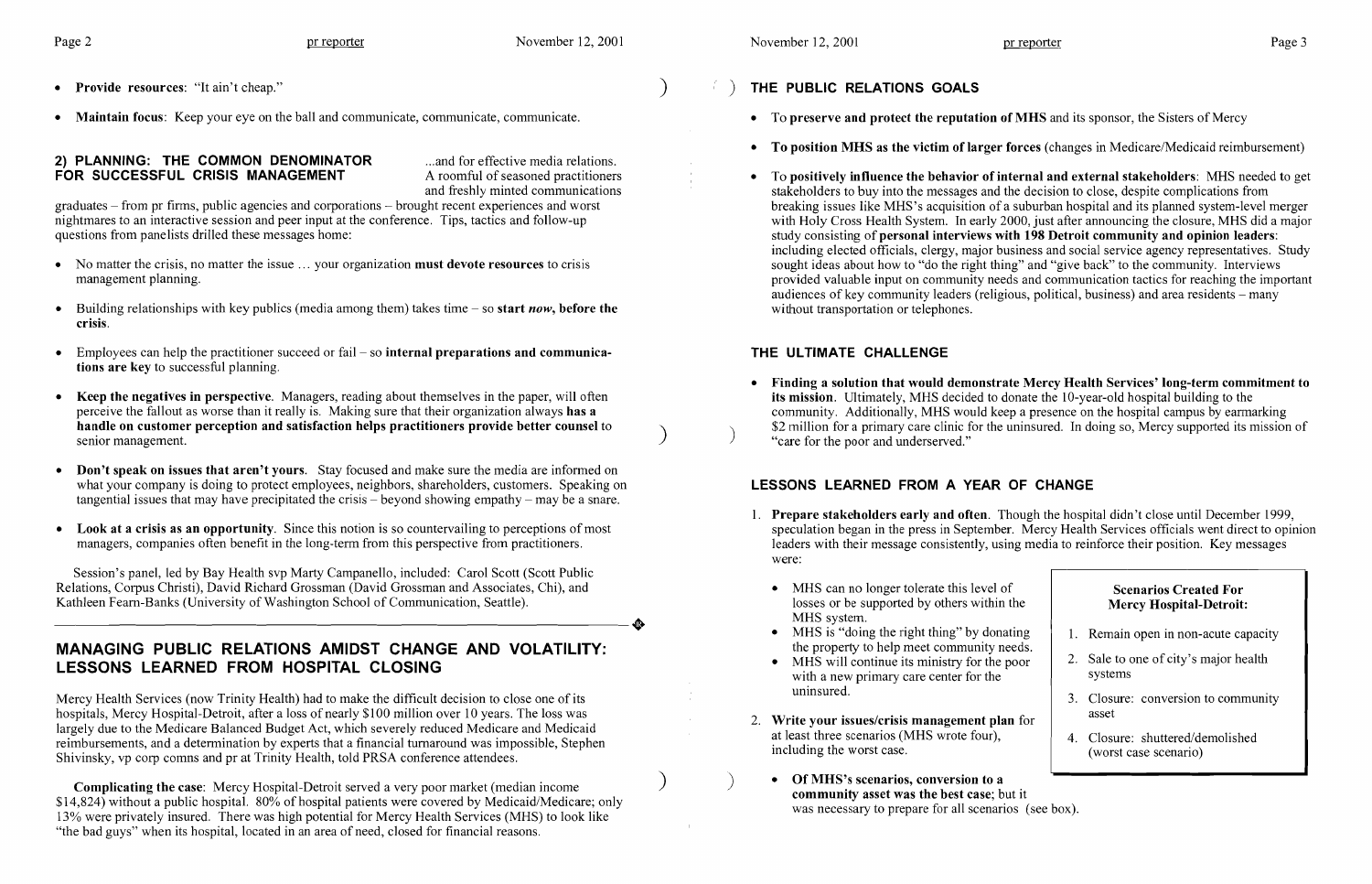- **Provide resources**: "It ain't cheap."
- **Maintain focus**: Keep your eye on the ball and communicate, communicate, communicate.

## 2) PLANNING: THE COMMON DENOMINATOR FOR SUCCESSFUL CRISIS MANAGEMENT

...and for effective media relations. A roomful of seasoned practitioners and freshly minted communications graduates – from pr firms, public agencies and corporations – brought recent experiences and worst nightmares to an interactive session and peer input at the conference. Tips, tactics and follow-up questions from panelists drilled these messages home:

- No matter the crisis, no matter the issue … your organization **must devote resources** to crisis management planning.
- Building relationships with key publics (media among them) takes time – so **start *now*, before the crisis**.
- Employees can help the practitioner succeed or fail – so **internal preparations and communications are key** to successful planning.
- **Keep the negatives in perspective**. Managers, reading about themselves in the paper, will often perceive the fallout as worse than it really is. Making sure that their organization always **has a handle on customer perception and satisfaction helps practitioners provide better counsel** to senior management.
- **Don't speak on issues that aren't yours**. Stay focused and make sure the media are informed on what your company is doing to protect employees, neighbors, shareholders, customers. Speaking on tangential issues that may have precipitated the crisis – beyond showing empathy – may be a snare.
- **Look at a crisis as an opportunity**. Since this notion is so countervailing to perceptions of most managers, companies often benefit in the long-term from this perspective from practitioners.

Session's panel, led by Bay Health svp Marty Campanello, included: Carol Scott (Scott Public Relations, Corpus Christi), David Richard Grossman (David Grossman and Associates, Chi), and Kathleen Fearn-Banks (University of Washington School of Communication, Seattle).

## MANAGING PUBLIC RELATIONS AMIDST CHANGE AND VOLATILITY: LESSONS LEARNED FROM HOSPITAL CLOSING

Mercy Health Services (now Trinity Health) had to make the difficult decision to close one of its hospitals, Mercy Hospital-Detroit, after a loss of nearly $100 million over 10 years. The loss was largely due to the Medicare Balanced Budget Act, which severely reduced Medicare and Medicaid reimbursements, and a determination by experts that a financial turnaround was impossible, Stephen Shivinsky, vp corp comns and pr at Trinity Health, told PRSA conference attendees.

**Complicating the case**: Mercy Hospital-Detroit served a very poor market (median income $14,824) without a public hospital. 80% of hospital patients were covered by Medicaid/Medicare; only 13% were privately insured. There was high potential for Mercy Health Services (MHS) to look like "the bad guys" when its hospital, located in an area of need, closed for financial reasons.

### THE PUBLIC RELATIONS GOALS

- To **preserve and protect the reputation of MHS** and its sponsor, the Sisters of Mercy
- **To position MHS as the victim of larger forces** (changes in Medicare/Medicaid reimbursement)
- To **positively influence the behavior of internal and external stakeholders**: MHS needed to get stakeholders to buy into the messages and the decision to close, despite complications from breaking issues like MHS's acquisition of a suburban hospital and its planned system-level merger with Holy Cross Health System. In early 2000, just after announcing the closure, MHS did a major study consisting of **personal interviews with 198 Detroit community and opinion leaders**: including elected officials, clergy, major business and social service agency representatives. Study sought ideas about how to "do the right thing" and "give back" to the community. Interviews provided valuable input on community needs and communication tactics for reaching the important audiences of key community leaders (religious, political, business) and area residents – many without transportation or telephones.

### THE ULTIMATE CHALLENGE

- **Finding a solution that would demonstrate Mercy Health Services' long-term commitment to its mission**. Ultimately, MHS decided to donate the 10-year-old hospital building to the community. Additionally, MHS would keep a presence on the hospital campus by earmarking $2 million for a primary care clinic for the uninsured. In doing so, Mercy supported its mission of "care for the poor and underserved."

### LESSONS LEARNED FROM A YEAR OF CHANGE

1. **Prepare stakeholders early and often**. Though the hospital didn't close until December 1999, speculation began in the press in September. Mercy Health Services officials went direct to opinion leaders with their message consistently, using media to reinforce their position. Key messages were:
   - MHS can no longer tolerate this level of losses or be supported by others within the MHS system.
   - MHS is "doing the right thing" by donating the property to help meet community needs.
   - MHS will continue its ministry for the poor with a new primary care center for the uninsured.
2. **Write your issues/crisis management plan** for at least three scenarios (MHS wrote four), including the worst case.
   - **Of MHS's scenarios, conversion to a community asset was the best case**; but it was necessary to prepare for all scenarios (see box).

**Scenarios Created For Mercy Hospital-Detroit:**

1. Remain open in non-acute capacity
2. Sale to one of city's major health systems
3. Closure: conversion to community asset
4. Closure: shuttered/demolished (worst case scenario)